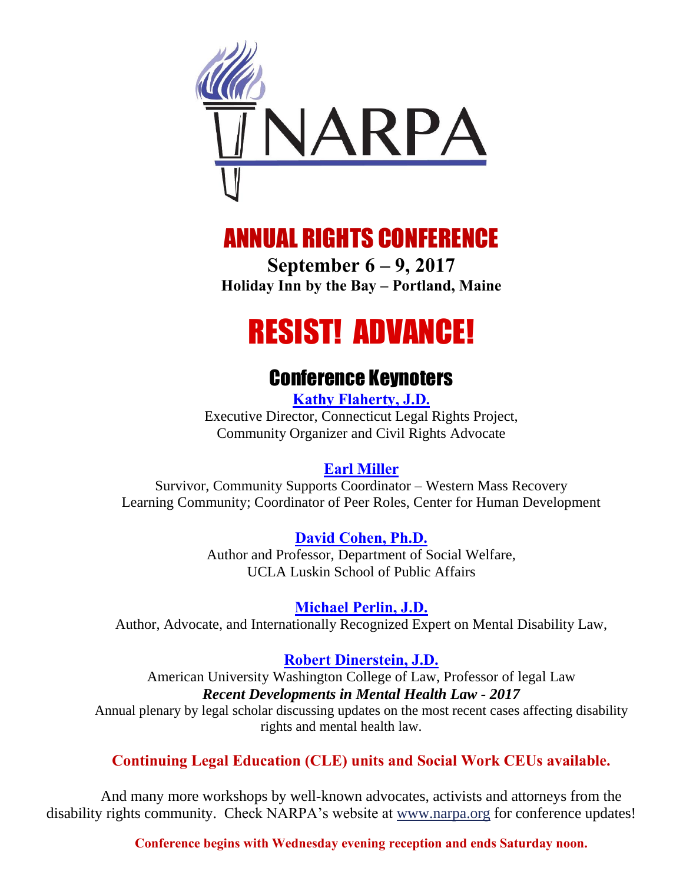# NARPA

## ANNUAL RIGHTS CONFERENCE

**September 6 – 9, 2017**

**Holiday Inn by the Bay – Portland, Maine**

# RESIST! ADVANCE!

## Conference Keynoters

**Kathy Flaherty, J.D.**
Executive Director, Connecticut Legal Rights Project,
Community Organizer and Civil Rights Advocate

**Earl Miller**
Survivor, Community Supports Coordinator – Western Mass Recovery Learning Community; Coordinator of Peer Roles, Center for Human Development

**David Cohen, Ph.D.**
Author and Professor, Department of Social Welfare,
UCLA Luskin School of Public Affairs

**Michael Perlin, J.D.**
Author, Advocate, and Internationally Recognized Expert on Mental Disability Law,

**Robert Dinerstein, J.D.**
American University Washington College of Law, Professor of legal Law
***Recent Developments in Mental Health Law - 2017***
Annual plenary by legal scholar discussing updates on the most recent cases affecting disability rights and mental health law.

**Continuing Legal Education (CLE) units and Social Work CEUs available.**

And many more workshops by well-known advocates, activists and attorneys from the disability rights community. Check NARPA's website at www.narpa.org for conference updates!

**Conference begins with Wednesday evening reception and ends Saturday noon.**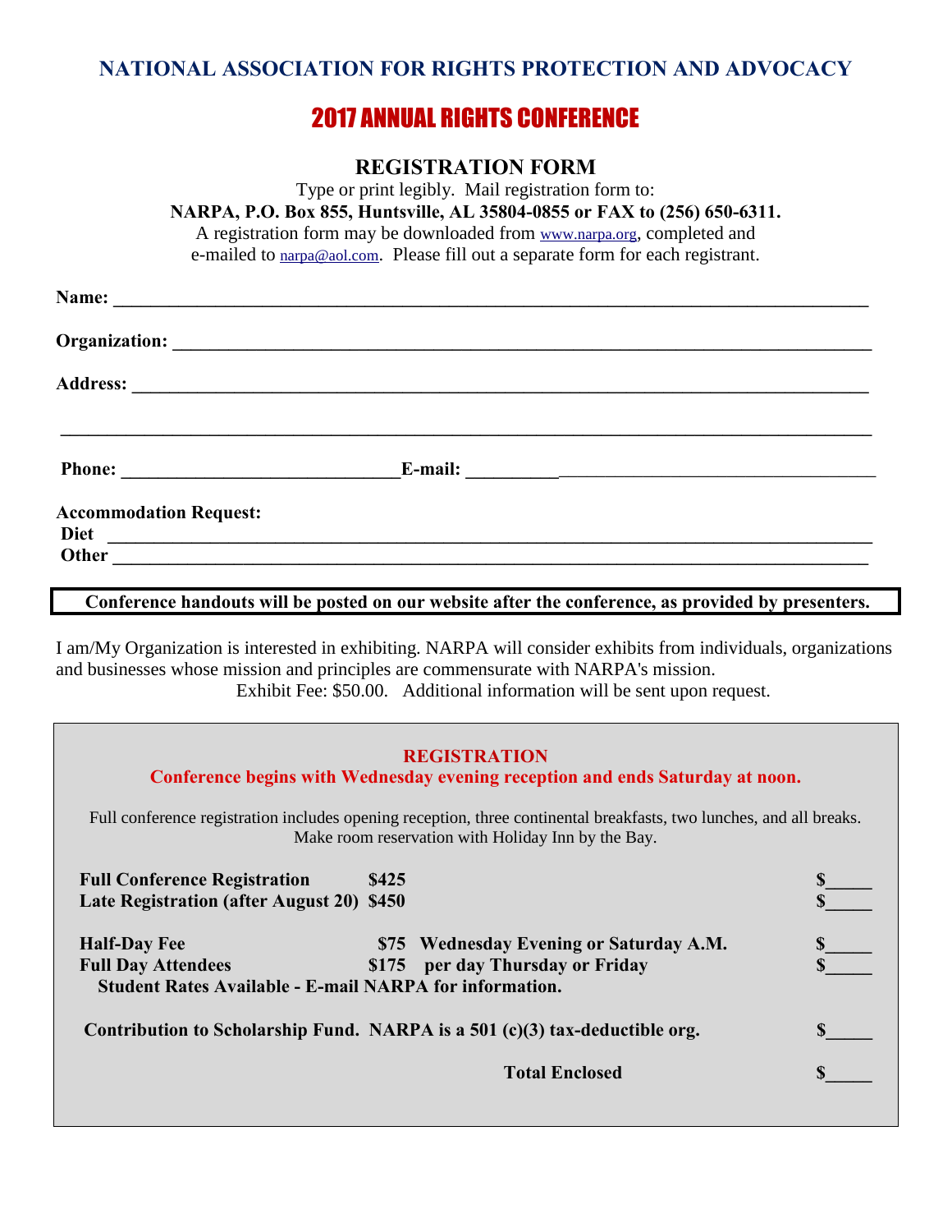# NATIONAL ASSOCIATION FOR RIGHTS PROTECTION AND ADVOCACY

## 2017 ANNUAL RIGHTS CONFERENCE

### REGISTRATION FORM

Type or print legibly. Mail registration form to:
**NARPA, P.O. Box 855, Huntsville, AL 35804-0855 or FAX to (256) 650-6311.**
A registration form may be downloaded from www.narpa.org, completed and e-mailed to narpa@aol.com. Please fill out a separate form for each registrant.

**Name:** ______________________________________________

**Organization:** ______________________________________________

**Address:** ______________________________________________

______________________________________________

**Phone:** ______________________ **E-mail:** ______________________

**Accommodation Request:**
**Diet** ______________________________________________
**Other** ______________________________________________

**Conference handouts will be posted on our website after the conference, as provided by presenters.**

I am/My Organization is interested in exhibiting. NARPA will consider exhibits from individuals, organizations and businesses whose mission and principles are commensurate with NARPA's mission.
Exhibit Fee: $50.00. Additional information will be sent upon request.

**REGISTRATION**
**Conference begins with Wednesday evening reception and ends Saturday at noon.**

Full conference registration includes opening reception, three continental breakfasts, two lunches, and all breaks.
Make room reservation with Holiday Inn by the Bay.

| | | | |
|---|---|---|---|
| **Full Conference Registration** | **$425** | | **$_____** |
| **Late Registration (after August 20)** | **$450** | | **$_____** |
| **Half-Day Fee** | **$75** | **Wednesday Evening or Saturday A.M.** | **$_____** |
| **Full Day Attendees** | **$175** | **per day Thursday or Friday** | **$_____** |

**Student Rates Available - E-mail NARPA for information.**

**Contribution to Scholarship Fund. NARPA is a 501 (c)(3) tax-deductible org.** **$_____**

**Total Enclosed** **$_____**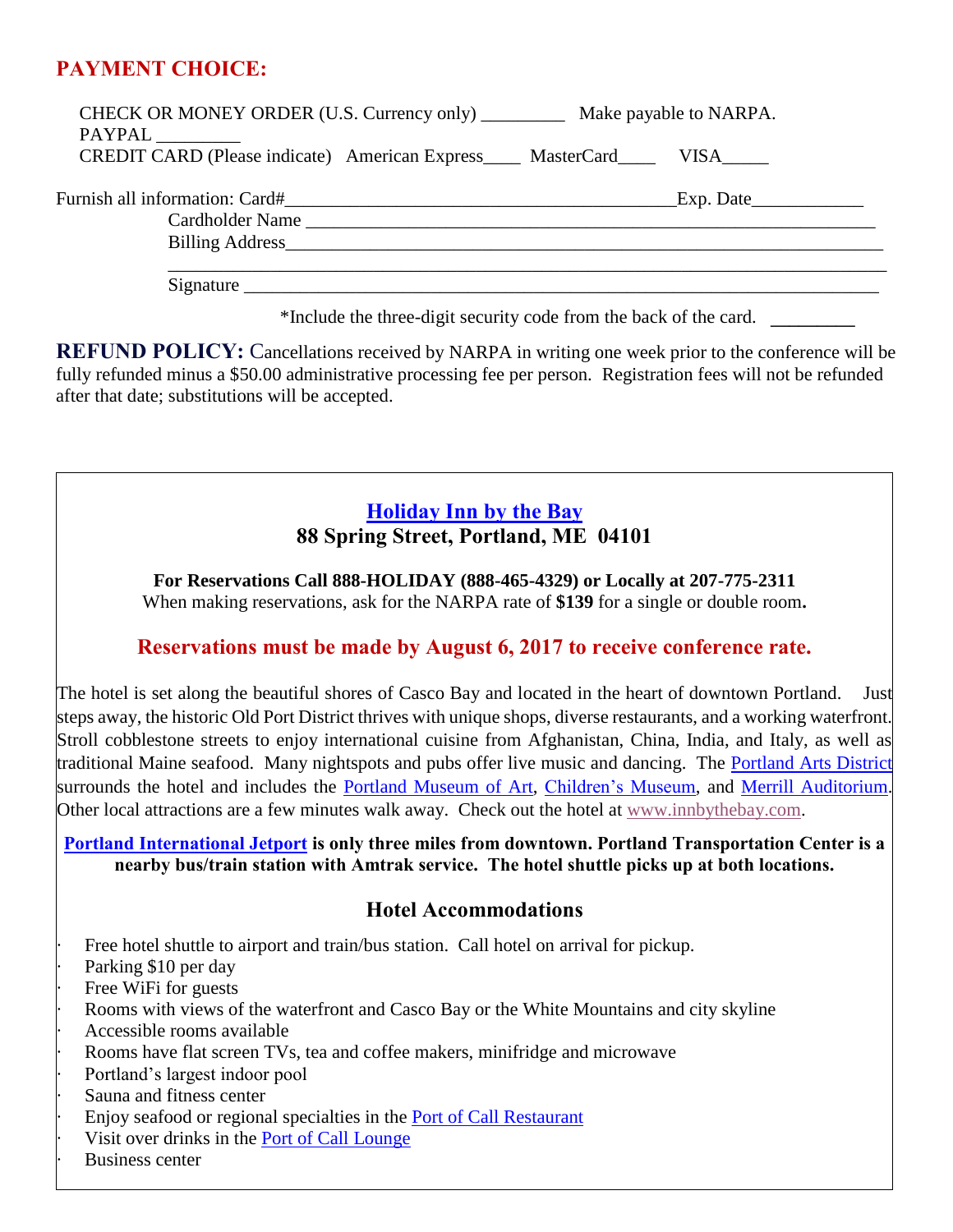## PAYMENT CHOICE:

CHECK OR MONEY ORDER (U.S. Currency only) _________ Make payable to NARPA.
PAYPAL _________
CREDIT CARD (Please indicate) American Express____ MasterCard____ VISA_____

Furnish all information: Card#__________________________________________Exp. Date____________
Cardholder Name ______________________________________________________________
Billing Address________________________________________________________________
______________________________________________________________________________
Signature _____________________________________________________________________

*Include the three-digit security code from the back of the card. _________

**REFUND POLICY:** Cancellations received by NARPA in writing one week prior to the conference will be fully refunded minus a $50.00 administrative processing fee per person. Registration fees will not be refunded after that date; substitutions will be accepted.

## Holiday Inn by the Bay
**88 Spring Street, Portland, ME 04101**

**For Reservations Call 888-HOLIDAY (888-465-4329) or Locally at 207-775-2311**
When making reservations, ask for the NARPA rate of **$139** for a single or double room**.**

**Reservations must be made by August 6, 2017 to receive conference rate.**

The hotel is set along the beautiful shores of Casco Bay and located in the heart of downtown Portland. Just steps away, the historic Old Port District thrives with unique shops, diverse restaurants, and a working waterfront. Stroll cobblestone streets to enjoy international cuisine from Afghanistan, China, India, and Italy, as well as traditional Maine seafood. Many nightspots and pubs offer live music and dancing. The Portland Arts District surrounds the hotel and includes the Portland Museum of Art, Children's Museum, and Merrill Auditorium. Other local attractions are a few minutes walk away. Check out the hotel at www.innbythebay.com.

**Portland International Jetport is only three miles from downtown. Portland Transportation Center is a nearby bus/train station with Amtrak service. The hotel shuttle picks up at both locations.**

### Hotel Accommodations

- Free hotel shuttle to airport and train/bus station. Call hotel on arrival for pickup.
- Parking $10 per day
- Free WiFi for guests
- Rooms with views of the waterfront and Casco Bay or the White Mountains and city skyline
- Accessible rooms available
- Rooms have flat screen TVs, tea and coffee makers, minifridge and microwave
- Portland's largest indoor pool
- Sauna and fitness center
- Enjoy seafood or regional specialties in the Port of Call Restaurant
- Visit over drinks in the Port of Call Lounge
- Business center